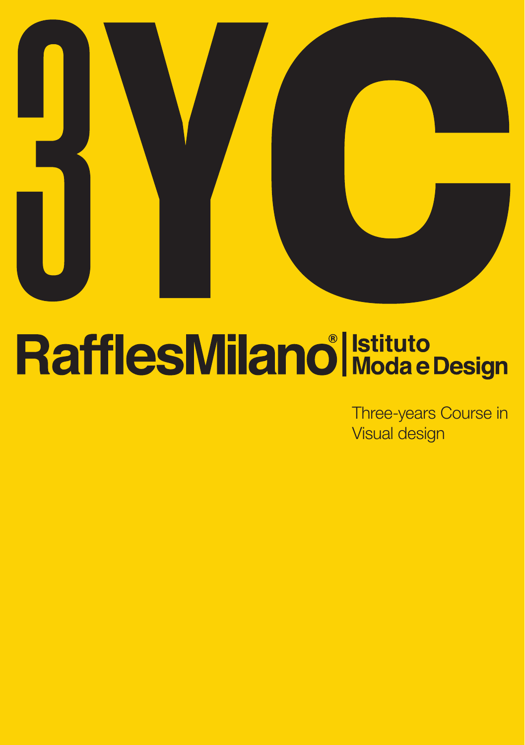# 3YC

## RafflesMilano® | Istituto Moda e Design

Three-years Course in Visual design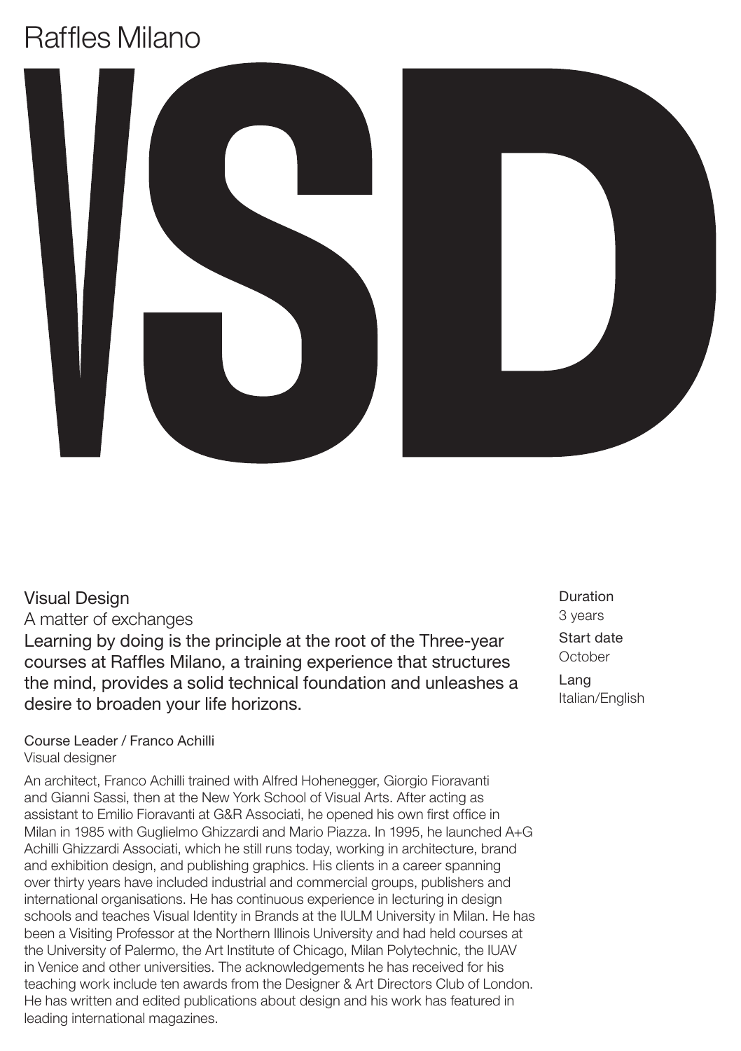# Raffles Milano

# VSD

## Visual Design

A matter of exchanges

Learning by doing is the principle at the root of the Three-year courses at Raffles Milano, a training experience that structures the mind, provides a solid technical foundation and unleashes a desire to broaden your life horizons.

Duration
3 years

Start date
October

Lang
Italian/English

### Course Leader / Franco Achilli

Visual designer

An architect, Franco Achilli trained with Alfred Hohenegger, Giorgio Fioravanti and Gianni Sassi, then at the New York School of Visual Arts. After acting as assistant to Emilio Fioravanti at G&R Associati, he opened his own first office in Milan in 1985 with Guglielmo Ghizzardi and Mario Piazza. In 1995, he launched A+G Achilli Ghizzardi Associati, which he still runs today, working in architecture, brand and exhibition design, and publishing graphics. His clients in a career spanning over thirty years have included industrial and commercial groups, publishers and international organisations. He has continuous experience in lecturing in design schools and teaches Visual Identity in Brands at the IULM University in Milan. He has been a Visiting Professor at the Northern Illinois University and had held courses at the University of Palermo, the Art Institute of Chicago, Milan Polytechnic, the IUAV in Venice and other universities. The acknowledgements he has received for his teaching work include ten awards from the Designer & Art Directors Club of London. He has written and edited publications about design and his work has featured in leading international magazines.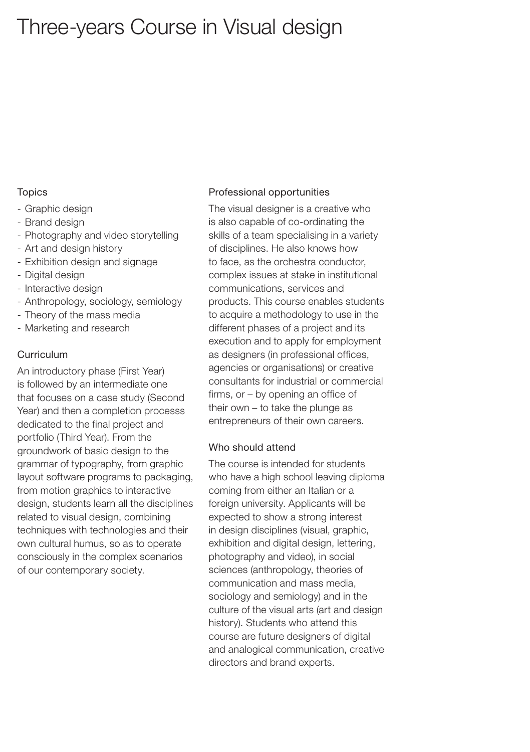# Three-years Course in Visual design

## Topics

- Graphic design
- Brand design
- Photography and video storytelling
- Art and design history
- Exhibition design and signage
- Digital design
- Interactive design
- Anthropology, sociology, semiology
- Theory of the mass media
- Marketing and research

## Curriculum

An introductory phase (First Year) is followed by an intermediate one that focuses on a case study (Second Year) and then a completion processs dedicated to the final project and portfolio (Third Year). From the groundwork of basic design to the grammar of typography, from graphic layout software programs to packaging, from motion graphics to interactive design, students learn all the disciplines related to visual design, combining techniques with technologies and their own cultural humus, so as to operate consciously in the complex scenarios of our contemporary society.

## Professional opportunities

The visual designer is a creative who is also capable of co-ordinating the skills of a team specialising in a variety of disciplines. He also knows how to face, as the orchestra conductor, complex issues at stake in institutional communications, services and products. This course enables students to acquire a methodology to use in the different phases of a project and its execution and to apply for employment as designers (in professional offices, agencies or organisations) or creative consultants for industrial or commercial firms, or – by opening an office of their own – to take the plunge as entrepreneurs of their own careers.

## Who should attend

The course is intended for students who have a high school leaving diploma coming from either an Italian or a foreign university. Applicants will be expected to show a strong interest in design disciplines (visual, graphic, exhibition and digital design, lettering, photography and video), in social sciences (anthropology, theories of communication and mass media, sociology and semiology) and in the culture of the visual arts (art and design history). Students who attend this course are future designers of digital and analogical communication, creative directors and brand experts.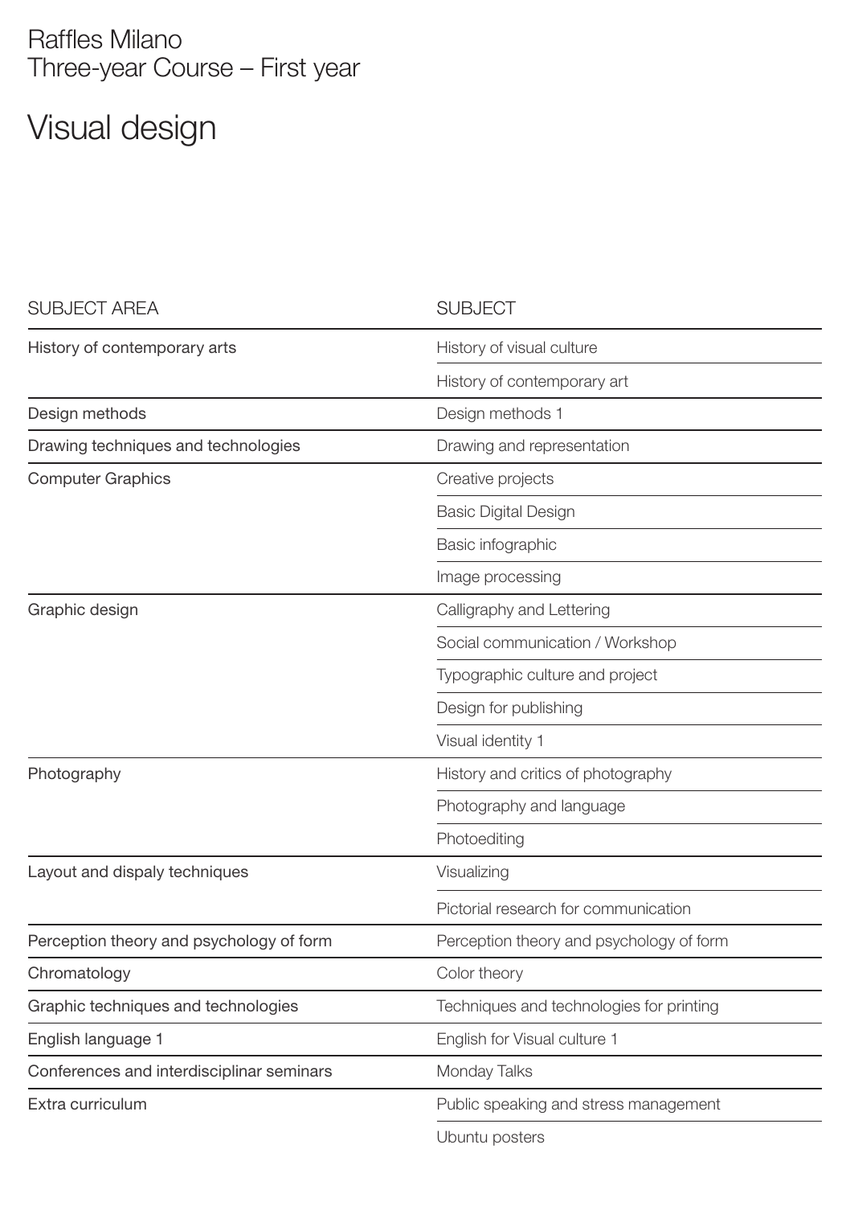Raffles Milano
Three-year Course – First year

# Visual design

| SUBJECT AREA | SUBJECT |
|---|---|
| History of contemporary arts | History of visual culture |
| | History of contemporary art |
| Design methods | Design methods 1 |
| Drawing techniques and technologies | Drawing and representation |
| Computer Graphics | Creative projects |
| | Basic Digital Design |
| | Basic infographic |
| | Image processing |
| Graphic design | Calligraphy and Lettering |
| | Social communication / Workshop |
| | Typographic culture and project |
| | Design for publishing |
| | Visual identity 1 |
| Photography | History and critics of photography |
| | Photography and language |
| | Photoediting |
| Layout and dispaly techniques | Visualizing |
| | Pictorial research for communication |
| Perception theory and psychology of form | Perception theory and psychology of form |
| Chromatology | Color theory |
| Graphic techniques and technologies | Techniques and technologies for printing |
| English language 1 | English for Visual culture 1 |
| Conferences and interdisciplinar seminars | Monday Talks |
| Extra curriculum | Public speaking and stress management |
| | Ubuntu posters |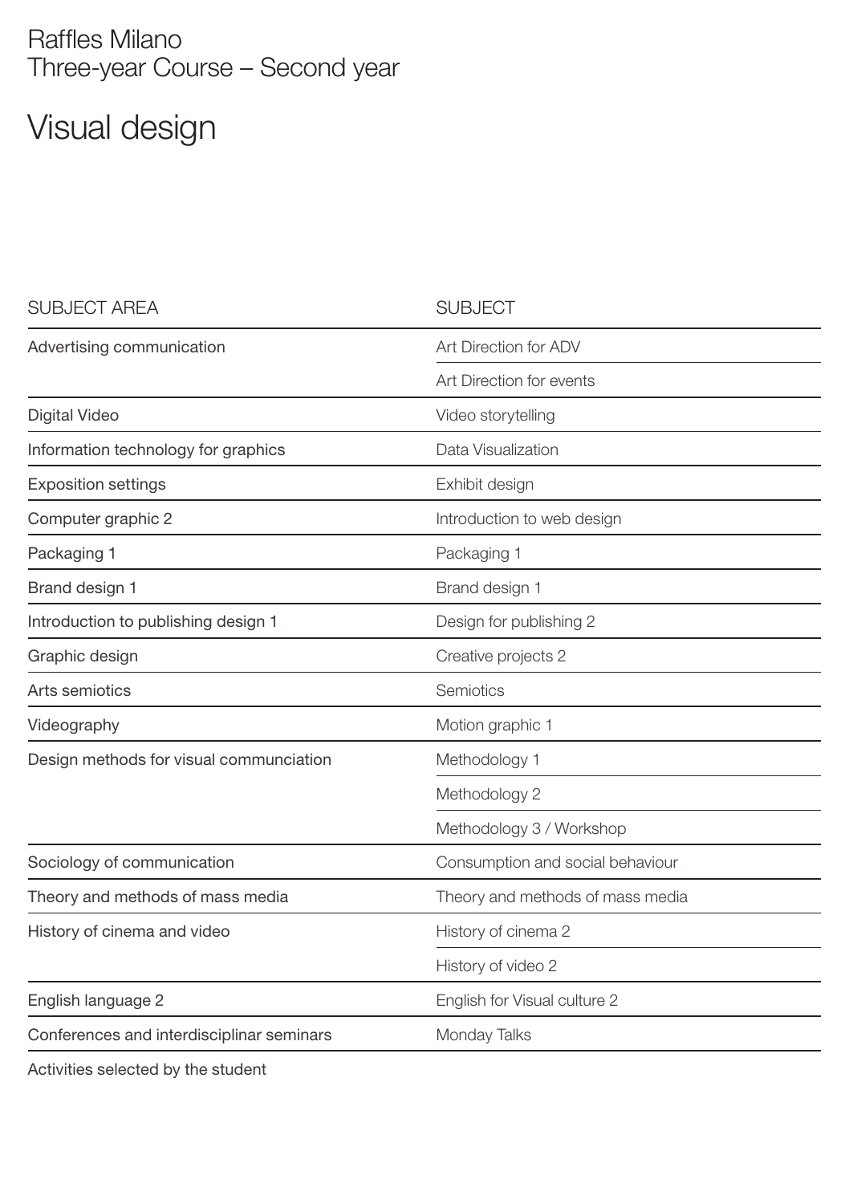Raffles Milano
Three-year Course – Second year

# Visual design

| SUBJECT AREA | SUBJECT |
|---|---|
| Advertising communication | Art Direction for ADV |
| | Art Direction for events |
| Digital Video | Video storytelling |
| Information technology for graphics | Data Visualization |
| Exposition settings | Exhibit design |
| Computer graphic 2 | Introduction to web design |
| Packaging 1 | Packaging 1 |
| Brand design 1 | Brand design 1 |
| Introduction to publishing design 1 | Design for publishing 2 |
| Graphic design | Creative projects 2 |
| Arts semiotics | Semiotics |
| Videography | Motion graphic 1 |
| Design methods for visual communciation | Methodology 1 |
| | Methodology 2 |
| | Methodology 3 / Workshop |
| Sociology of communication | Consumption and social behaviour |
| Theory and methods of mass media | Theory and methods of mass media |
| History of cinema and video | History of cinema 2 |
| | History of video 2 |
| English language 2 | English for Visual culture 2 |
| Conferences and interdisciplinar seminars | Monday Talks |

Activities selected by the student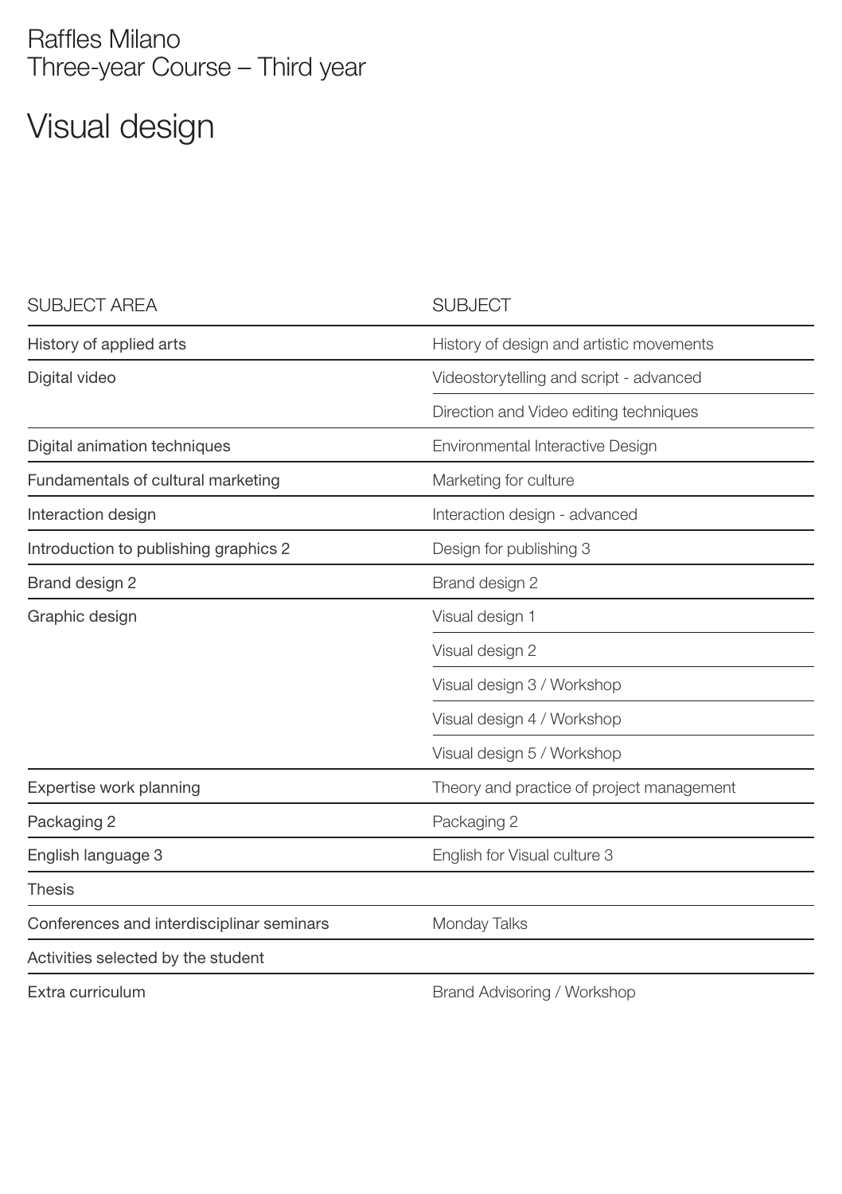Raffles Milano
Three-year Course – Third year

# Visual design

| SUBJECT AREA | SUBJECT |
|---|---|
| History of applied arts | History of design and artistic movements |
| Digital video | Videostorytelling and script - advanced |
| | Direction and Video editing techniques |
| Digital animation techniques | Environmental Interactive Design |
| Fundamentals of cultural marketing | Marketing for culture |
| Interaction design | Interaction design - advanced |
| Introduction to publishing graphics 2 | Design for publishing 3 |
| Brand design 2 | Brand design 2 |
| Graphic design | Visual design 1 |
| | Visual design 2 |
| | Visual design 3 / Workshop |
| | Visual design 4 / Workshop |
| | Visual design 5 / Workshop |
| Expertise work planning | Theory and practice of project management |
| Packaging 2 | Packaging 2 |
| English language 3 | English for Visual culture 3 |
| Thesis | |
| Conferences and interdisciplinar seminars | Monday Talks |
| Activities selected by the student | |
| Extra curriculum | Brand Advisoring / Workshop |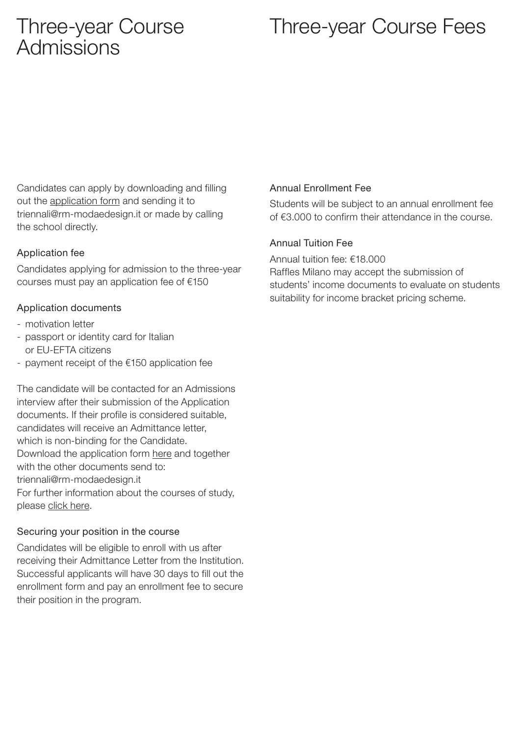# Three-year Course Admissions

Candidates can apply by downloading and filling out the application form and sending it to triennali@rm-modaedesign.it or made by calling the school directly.

### Application fee

Candidates applying for admission to the three-year courses must pay an application fee of €150

### Application documents

- motivation letter
- passport or identity card for Italian or EU-EFTA citizens
- payment receipt of the €150 application fee

The candidate will be contacted for an Admissions interview after their submission of the Application documents. If their profile is considered suitable, candidates will receive an Admittance letter, which is non-binding for the Candidate.
Download the application form here and together with the other documents send to:
triennali@rm-modaedesign.it
For further information about the courses of study, please click here.

### Securing your position in the course

Candidates will be eligible to enroll with us after receiving their Admittance Letter from the Institution. Successful applicants will have 30 days to fill out the enrollment form and pay an enrollment fee to secure their position in the program.

# Three-year Course Fees

### Annual Enrollment Fee

Students will be subject to an annual enrollment fee of €3.000 to confirm their attendance in the course.

### Annual Tuition Fee

Annual tuition fee: €18.000
Raffles Milano may accept the submission of students' income documents to evaluate on students suitability for income bracket pricing scheme.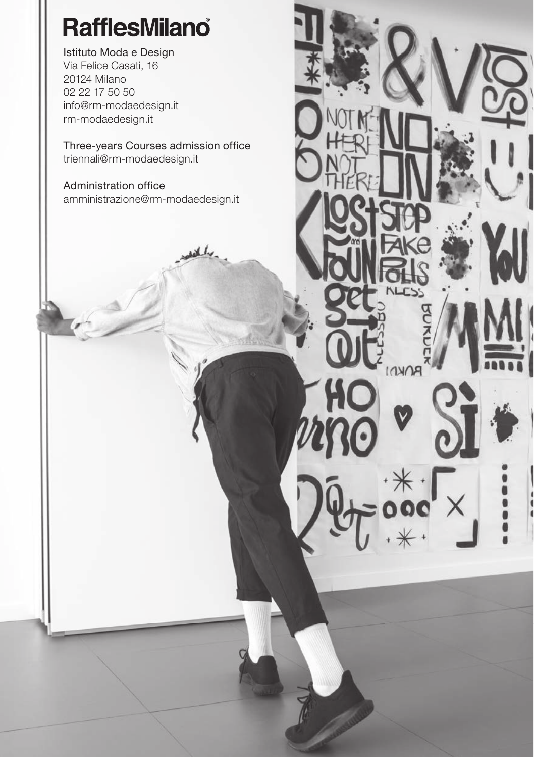# RafflesMilano®

Istituto Moda e Design
Via Felice Casati, 16
20124 Milano
02 22 17 50 50
info@rm-modaedesign.it
rm-modaedesign.it

Three-years Courses admission office
triennali@rm-modaedesign.it

Administration office
amministrazione@rm-modaedesign.it